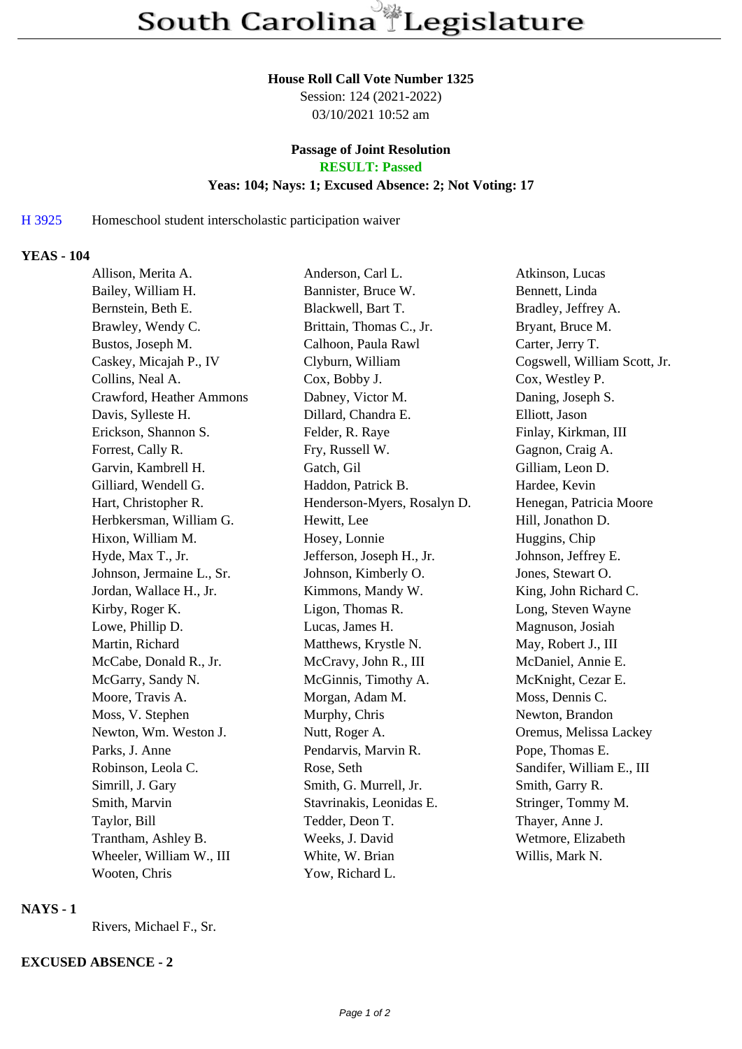# South Carolina Legislature

**House Roll Call Vote Number 1325**
Session: 124 (2021-2022)
03/10/2021 10:52 am

**Passage of Joint Resolution**
**RESULT: Passed**
**Yeas: 104; Nays: 1; Excused Absence: 2; Not Voting: 17**

H 3925 Homeschool student interscholastic participation waiver

**YEAS - 104**

| | | |
|---|---|---|
| Allison, Merita A. | Anderson, Carl L. | Atkinson, Lucas |
| Bailey, William H. | Bannister, Bruce W. | Bennett, Linda |
| Bernstein, Beth E. | Blackwell, Bart T. | Bradley, Jeffrey A. |
| Brawley, Wendy C. | Brittain, Thomas C., Jr. | Bryant, Bruce M. |
| Bustos, Joseph M. | Calhoon, Paula Rawl | Carter, Jerry T. |
| Caskey, Micajah P., IV | Clyburn, William | Cogswell, William Scott, Jr. |
| Collins, Neal A. | Cox, Bobby J. | Cox, Westley P. |
| Crawford, Heather Ammons | Dabney, Victor M. | Daning, Joseph S. |
| Davis, Sylleste H. | Dillard, Chandra E. | Elliott, Jason |
| Erickson, Shannon S. | Felder, R. Raye | Finlay, Kirkman, III |
| Forrest, Cally R. | Fry, Russell W. | Gagnon, Craig A. |
| Garvin, Kambrell H. | Gatch, Gil | Gilliam, Leon D. |
| Gilliard, Wendell G. | Haddon, Patrick B. | Hardee, Kevin |
| Hart, Christopher R. | Henderson-Myers, Rosalyn D. | Henegan, Patricia Moore |
| Herbkersman, William G. | Hewitt, Lee | Hill, Jonathon D. |
| Hixon, William M. | Hosey, Lonnie | Huggins, Chip |
| Hyde, Max T., Jr. | Jefferson, Joseph H., Jr. | Johnson, Jeffrey E. |
| Johnson, Jermaine L., Sr. | Johnson, Kimberly O. | Jones, Stewart O. |
| Jordan, Wallace H., Jr. | Kimmons, Mandy W. | King, John Richard C. |
| Kirby, Roger K. | Ligon, Thomas R. | Long, Steven Wayne |
| Lowe, Phillip D. | Lucas, James H. | Magnuson, Josiah |
| Martin, Richard | Matthews, Krystle N. | May, Robert J., III |
| McCabe, Donald R., Jr. | McCravy, John R., III | McDaniel, Annie E. |
| McGarry, Sandy N. | McGinnis, Timothy A. | McKnight, Cezar E. |
| Moore, Travis A. | Morgan, Adam M. | Moss, Dennis C. |
| Moss, V. Stephen | Murphy, Chris | Newton, Brandon |
| Newton, Wm. Weston J. | Nutt, Roger A. | Oremus, Melissa Lackey |
| Parks, J. Anne | Pendarvis, Marvin R. | Pope, Thomas E. |
| Robinson, Leola C. | Rose, Seth | Sandifer, William E., III |
| Simrill, J. Gary | Smith, G. Murrell, Jr. | Smith, Garry R. |
| Smith, Marvin | Stavrinakis, Leonidas E. | Stringer, Tommy M. |
| Taylor, Bill | Tedder, Deon T. | Thayer, Anne J. |
| Trantham, Ashley B. | Weeks, J. David | Wetmore, Elizabeth |
| Wheeler, William W., III | White, W. Brian | Willis, Mark N. |
| Wooten, Chris | Yow, Richard L. | |

**NAYS - 1**

Rivers, Michael F., Sr.

**EXCUSED ABSENCE - 2**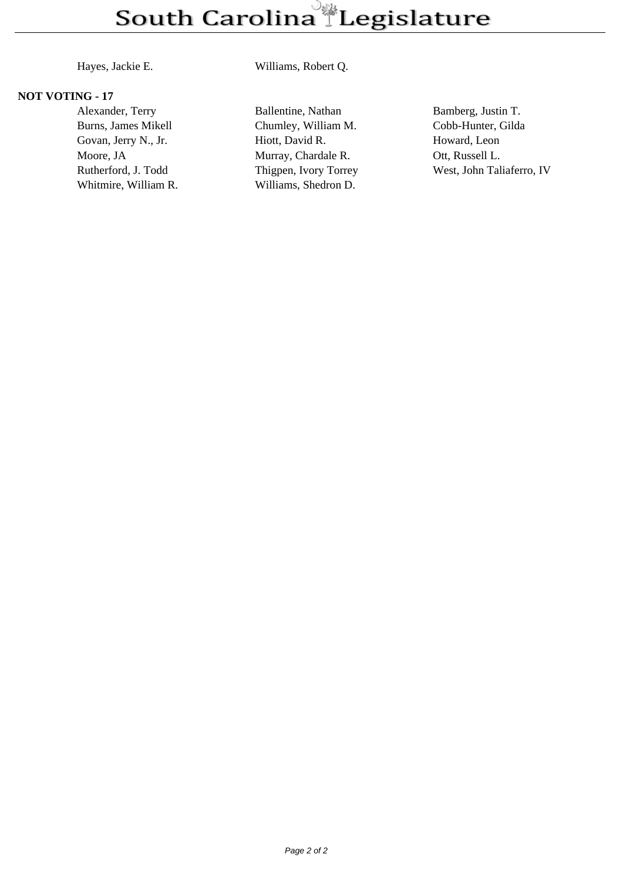| | | |
|---|---|---|
| Hayes, Jackie E. | Williams, Robert Q. | |

**NOT VOTING - 17**

| | | |
|---|---|---|
| Alexander, Terry | Ballentine, Nathan | Bamberg, Justin T. |
| Burns, James Mikell | Chumley, William M. | Cobb-Hunter, Gilda |
| Govan, Jerry N., Jr. | Hiott, David R. | Howard, Leon |
| Moore, JA | Murray, Chardale R. | Ott, Russell L. |
| Rutherford, J. Todd | Thigpen, Ivory Torrey | West, John Taliaferro, IV |
| Whitmire, William R. | Williams, Shedron D. | |